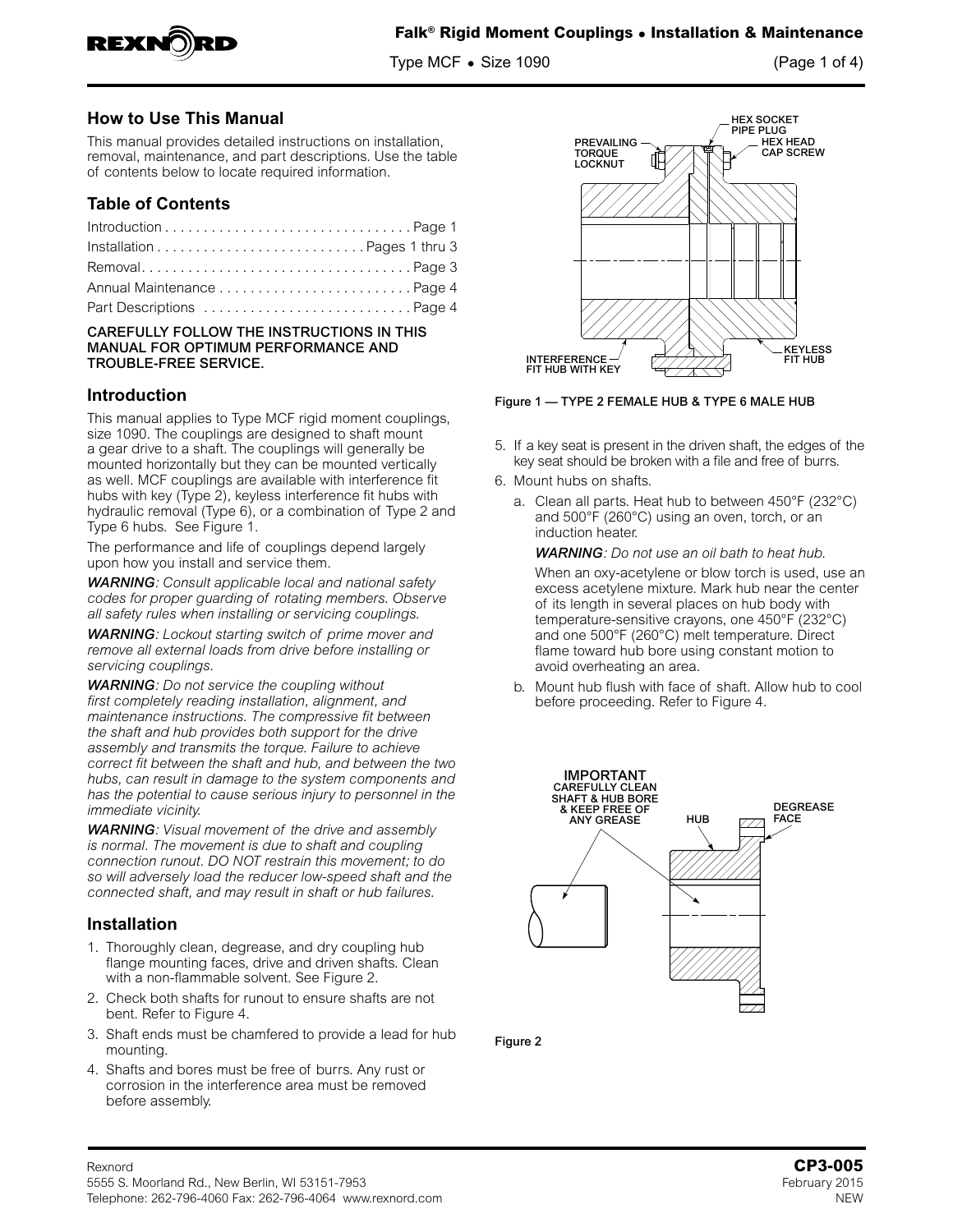## How to Use This Manual

This manual provides detailed instructions on installation, removal, maintenance, and part descriptions. Use the table of contents below to locate required information.

## Table of Contents

Introduction . . . . . . . . . . . . . . . . . . . . . . . . . . . . . . . . Page 1
Installation . . . . . . . . . . . . . . . . . . . . . . . . . . . Pages 1 thru 3
Removal. . . . . . . . . . . . . . . . . . . . . . . . . . . . . . . . . . . Page 3
Annual Maintenance . . . . . . . . . . . . . . . . . . . . . . . . . Page 4
Part Descriptions . . . . . . . . . . . . . . . . . . . . . . . . . . . Page 4

**CAREFULLY FOLLOW THE INSTRUCTIONS IN THIS MANUAL FOR OPTIMUM PERFORMANCE AND TROUBLE-FREE SERVICE.**

## Introduction

This manual applies to Type MCF rigid moment couplings, size 1090. The couplings are designed to shaft mount a gear drive to a shaft. The couplings will generally be mounted horizontally but they can be mounted vertically as well. MCF couplings are available with interference fit hubs with key (Type 2), keyless interference fit hubs with hydraulic removal (Type 6), or a combination of Type 2 and Type 6 hubs. See Figure 1.

The performance and life of couplings depend largely upon how you install and service them.

***WARNING****: Consult applicable local and national safety codes for proper guarding of rotating members. Observe all safety rules when installing or servicing couplings.*

***WARNING****: Lockout starting switch of prime mover and remove all external loads from drive before installing or servicing couplings.*

***WARNING****: Do not service the coupling without first completely reading installation, alignment, and maintenance instructions. The compressive fit between the shaft and hub provides both support for the drive assembly and transmits the torque. Failure to achieve correct fit between the shaft and hub, and between the two hubs, can result in damage to the system components and has the potential to cause serious injury to personnel in the immediate vicinity.*

***WARNING****: Visual movement of the drive and assembly is normal. The movement is due to shaft and coupling connection runout. DO NOT restrain this movement; to do so will adversely load the reducer low-speed shaft and the connected shaft, and may result in shaft or hub failures.*

## Installation

1. Thoroughly clean, degrease, and dry coupling hub flange mounting faces, drive and driven shafts. Clean with a non-flammable solvent. See Figure 2.
2. Check both shafts for runout to ensure shafts are not bent. Refer to Figure 4.
3. Shaft ends must be chamfered to provide a lead for hub mounting.
4. Shafts and bores must be free of burrs. Any rust or corrosion in the interference area must be removed before assembly.

PREVAILING TORQUE LOCKNUT — HEX SOCKET PIPE PLUG — HEX HEAD CAP SCREW — INTERFERENCE FIT HUB WITH KEY — KEYLESS FIT HUB

Figure 1 — TYPE 2 FEMALE HUB & TYPE 6 MALE HUB

5. If a key seat is present in the driven shaft, the edges of the key seat should be broken with a file and free of burrs.
6. Mount hubs on shafts.
   a. Clean all parts. Heat hub to between 450°F (232°C) and 500°F (260°C) using an oven, torch, or an induction heater.

      ***WARNING****: Do not use an oil bath to heat hub.*

      When an oxy-acetylene or blow torch is used, use an excess acetylene mixture. Mark hub near the center of its length in several places on hub body with temperature-sensitive crayons, one 450°F (232°C) and one 500°F (260°C) melt temperature. Direct flame toward hub bore using constant motion to avoid overheating an area.
   b. Mount hub flush with face of shaft. Allow hub to cool before proceeding. Refer to Figure 4.

IMPORTANT CAREFULLY CLEAN SHAFT & HUB BORE & KEEP FREE OF ANY GREASE — HUB — DEGREASE FACE

Figure 2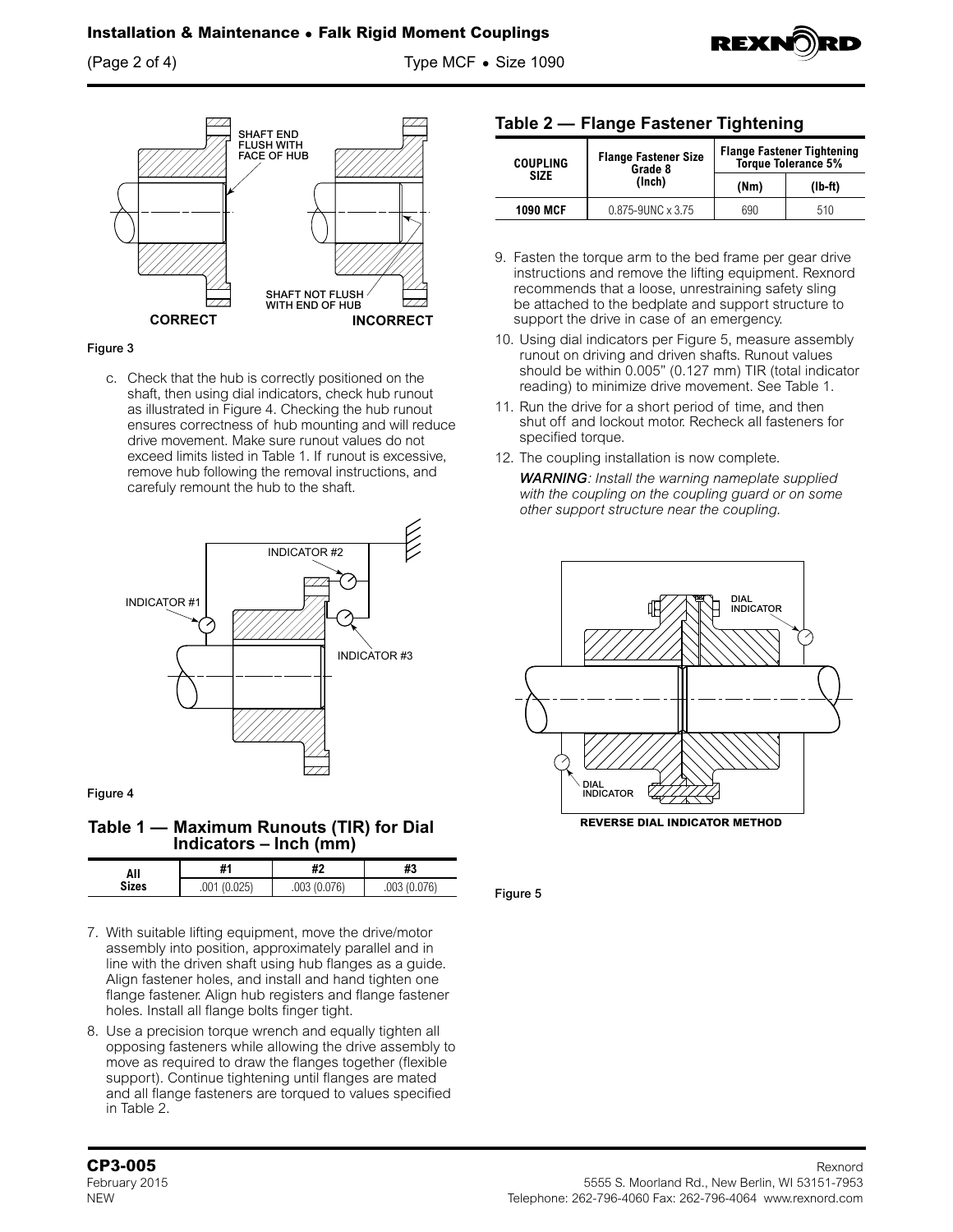Figure 3

c. Check that the hub is correctly positioned on the shaft, then using dial indicators, check hub runout as illustrated in Figure 4. Checking the hub runout ensures correctness of hub mounting and will reduce drive movement. Make sure runout values do not exceed limits listed in Table 1. If runout is excessive, remove hub following the removal instructions, and carefuly remount the hub to the shaft.

Figure 4

## Table 1 — Maximum Runouts (TIR) for Dial Indicators – Inch (mm)

| All Sizes | #1 | #2 | #3 |
|---|---|---|---|
| | .001 (0.025) | .003 (0.076) | .003 (0.076) |

7. With suitable lifting equipment, move the drive/motor assembly into position, approximately parallel and in line with the driven shaft using hub flanges as a guide. Align fastener holes, and install and hand tighten one flange fastener. Align hub registers and flange fastener holes. Install all flange bolts finger tight.
8. Use a precision torque wrench and equally tighten all opposing fasteners while allowing the drive assembly to move as required to draw the flanges together (flexible support). Continue tightening until flanges are mated and all flange fasteners are torqued to values specified in Table 2.

## Table 2 — Flange Fastener Tightening

| COUPLING SIZE | Flange Fastener Size Grade 8 (Inch) | Flange Fastener Tightening Torque Tolerance 5% | |
|---|---|---|---|
| | | (Nm) | (lb-ft) |
| **1090 MCF** | 0.875-9UNC x 3.75 | 690 | 510 |

9. Fasten the torque arm to the bed frame per gear drive instructions and remove the lifting equipment. Rexnord recommends that a loose, unrestraining safety sling be attached to the bedplate and support structure to support the drive in case of an emergency.
10. Using dial indicators per Figure 5, measure assembly runout on driving and driven shafts. Runout values should be within 0.005" (0.127 mm) TIR (total indicator reading) to minimize drive movement. See Table 1.
11. Run the drive for a short period of time, and then shut off and lockout motor. Recheck all fasteners for specified torque.
12. The coupling installation is now complete.

*__WARNING__: Install the warning nameplate supplied with the coupling on the coupling guard or on some other support structure near the coupling.*

REVERSE DIAL INDICATOR METHOD

Figure 5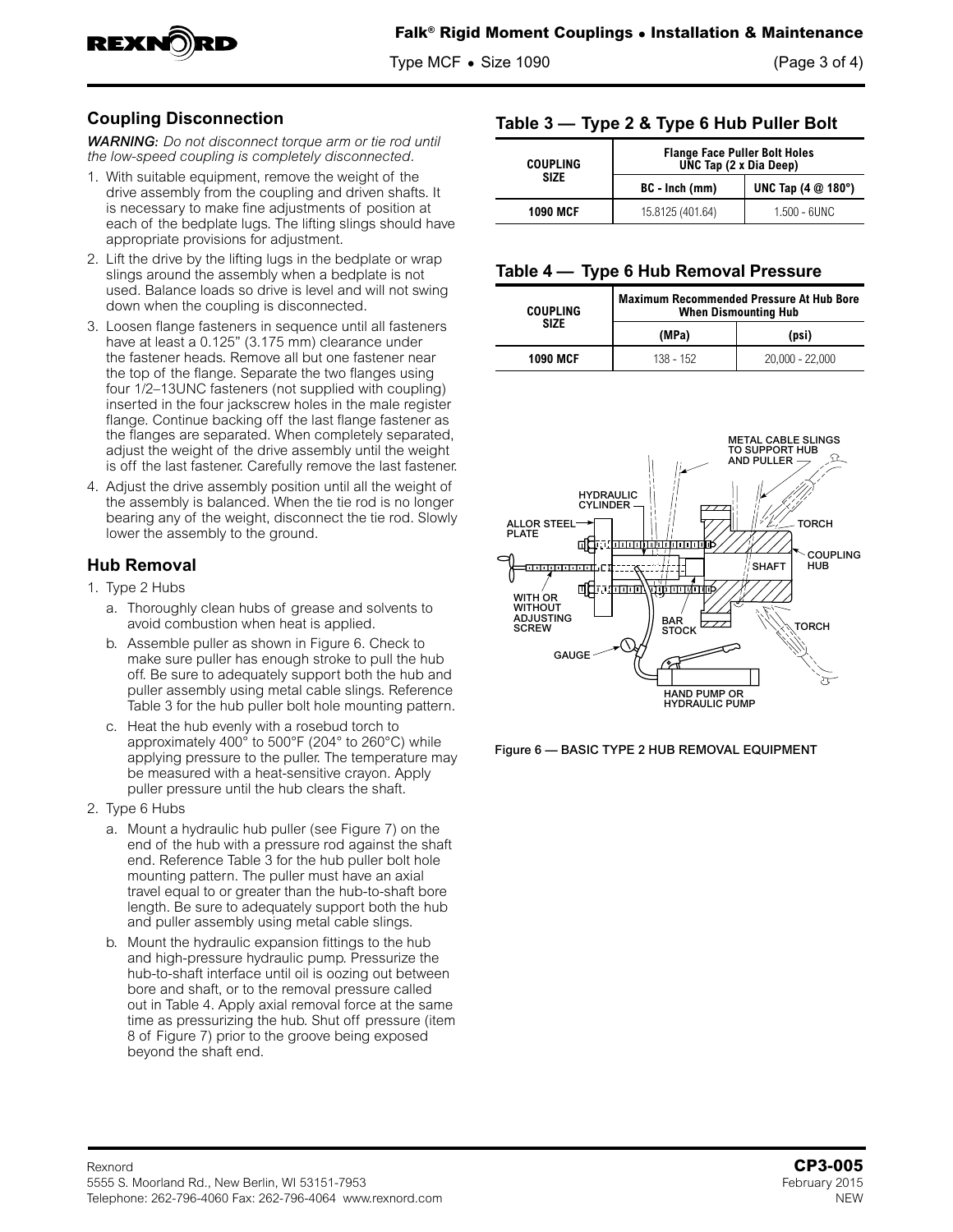## Coupling Disconnection

***WARNING:*** *Do not disconnect torque arm or tie rod until the low-speed coupling is completely disconnected.*

1. With suitable equipment, remove the weight of the drive assembly from the coupling and driven shafts. It is necessary to make fine adjustments of position at each of the bedplate lugs. The lifting slings should have appropriate provisions for adjustment.
2. Lift the drive by the lifting lugs in the bedplate or wrap slings around the assembly when a bedplate is not used. Balance loads so drive is level and will not swing down when the coupling is disconnected.
3. Loosen flange fasteners in sequence until all fasteners have at least a 0.125" (3.175 mm) clearance under the fastener heads. Remove all but one fastener near the top of the flange. Separate the two flanges using four 1/2–13UNC fasteners (not supplied with coupling) inserted in the four jackscrew holes in the male register flange. Continue backing off the last flange fastener as the flanges are separated. When completely separated, adjust the weight of the drive assembly until the weight is off the last fastener. Carefully remove the last fastener.
4. Adjust the drive assembly position until all the weight of the assembly is balanced. When the tie rod is no longer bearing any of the weight, disconnect the tie rod. Slowly lower the assembly to the ground.

## Hub Removal

1. Type 2 Hubs
   a. Thoroughly clean hubs of grease and solvents to avoid combustion when heat is applied.
   b. Assemble puller as shown in Figure 6. Check to make sure puller has enough stroke to pull the hub off. Be sure to adequately support both the hub and puller assembly using metal cable slings. Reference Table 3 for the hub puller bolt hole mounting pattern.
   c. Heat the hub evenly with a rosebud torch to approximately 400° to 500°F (204° to 260°C) while applying pressure to the puller. The temperature may be measured with a heat-sensitive crayon. Apply puller pressure until the hub clears the shaft.
2. Type 6 Hubs
   a. Mount a hydraulic hub puller (see Figure 7) on the end of the hub with a pressure rod against the shaft end. Reference Table 3 for the hub puller bolt hole mounting pattern. The puller must have an axial travel equal to or greater than the hub-to-shaft bore length. Be sure to adequately support both the hub and puller assembly using metal cable slings.
   b. Mount the hydraulic expansion fittings to the hub and high-pressure hydraulic pump. Pressurize the hub-to-shaft interface until oil is oozing out between bore and shaft, or to the removal pressure called out in Table 4. Apply axial removal force at the same time as pressurizing the hub. Shut off pressure (item 8 of Figure 7) prior to the groove being exposed beyond the shaft end.

### Table 3 — Type 2 & Type 6 Hub Puller Bolt

| COUPLING SIZE | Flange Face Puller Bolt Holes UNC Tap (2 x Dia Deep) | |
|---|---|---|
| | BC - Inch (mm) | UNC Tap (4 @ 180°) |
| 1090 MCF | 15.8125 (401.64) | 1.500 - 6UNC |

### Table 4 — Type 6 Hub Removal Pressure

| COUPLING SIZE | Maximum Recommended Pressure At Hub Bore When Dismounting Hub | |
|---|---|---|
| | (MPa) | (psi) |
| 1090 MCF | 138 - 152 | 20,000 - 22,000 |

METAL CABLE SLINGS TO SUPPORT HUB AND PULLER
HYDRAULIC CYLINDER
ALLOR STEEL PLATE
TORCH
COUPLING HUB
SHAFT
WITH OR WITHOUT ADJUSTING SCREW
BAR STOCK
TORCH
GAUGE
HAND PUMP OR HYDRAULIC PUMP

Figure 6 — BASIC TYPE 2 HUB REMOVAL EQUIPMENT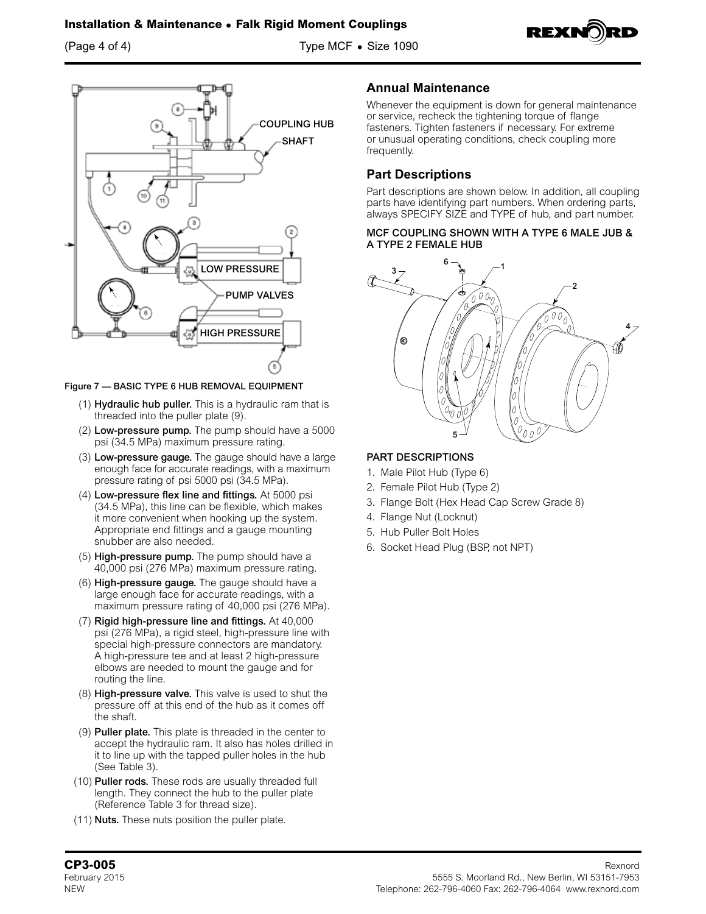COUPLING HUB

SHAFT

LOW PRESSURE

PUMP VALVES

HIGH PRESSURE

Figure 7 — BASIC TYPE 6 HUB REMOVAL EQUIPMENT

(1) **Hydraulic hub puller.** This is a hydraulic ram that is threaded into the puller plate (9).

(2) **Low-pressure pump.** The pump should have a 5000 psi (34.5 MPa) maximum pressure rating.

(3) **Low-pressure gauge.** The gauge should have a large enough face for accurate readings, with a maximum pressure rating of psi 5000 psi (34.5 MPa).

(4) **Low-pressure flex line and fittings.** At 5000 psi (34.5 MPa), this line can be flexible, which makes it more convenient when hooking up the system. Appropriate end fittings and a gauge mounting snubber are also needed.

(5) **High-pressure pump.** The pump should have a 40,000 psi (276 MPa) maximum pressure rating.

(6) **High-pressure gauge.** The gauge should have a large enough face for accurate readings, with a maximum pressure rating of 40,000 psi (276 MPa).

(7) **Rigid high-pressure line and fittings.** At 40,000 psi (276 MPa), a rigid steel, high-pressure line with special high-pressure connectors are mandatory. A high-pressure tee and at least 2 high-pressure elbows are needed to mount the gauge and for routing the line.

(8) **High-pressure valve.** This valve is used to shut the pressure off at this end of the hub as it comes off the shaft.

(9) **Puller plate.** This plate is threaded in the center to accept the hydraulic ram. It also has holes drilled in it to line up with the tapped puller holes in the hub (See Table 3).

(10) **Puller rods.** These rods are usually threaded full length. They connect the hub to the puller plate (Reference Table 3 for thread size).

(11) **Nuts.** These nuts position the puller plate.

## Annual Maintenance

Whenever the equipment is down for general maintenance or service, recheck the tightening torque of flange fasteners. Tighten fasteners if necessary. For extreme or unusual operating conditions, check coupling more frequently.

## Part Descriptions

Part descriptions are shown below. In addition, all coupling parts have identifying part numbers. When ordering parts, always SPECIFY SIZE and TYPE of hub, and part number.

MCF COUPLING SHOWN WITH A TYPE 6 MALE JUB & A TYPE 2 FEMALE HUB

PART DESCRIPTIONS

1. Male Pilot Hub (Type 6)
2. Female Pilot Hub (Type 2)
3. Flange Bolt (Hex Head Cap Screw Grade 8)
4. Flange Nut (Locknut)
5. Hub Puller Bolt Holes
6. Socket Head Plug (BSP, not NPT)

**CP3-005**
February 2015
NEW

Rexnord
5555 S. Moorland Rd., New Berlin, WI 53151-7953
Telephone: 262-796-4060 Fax: 262-796-4064 www.rexnord.com